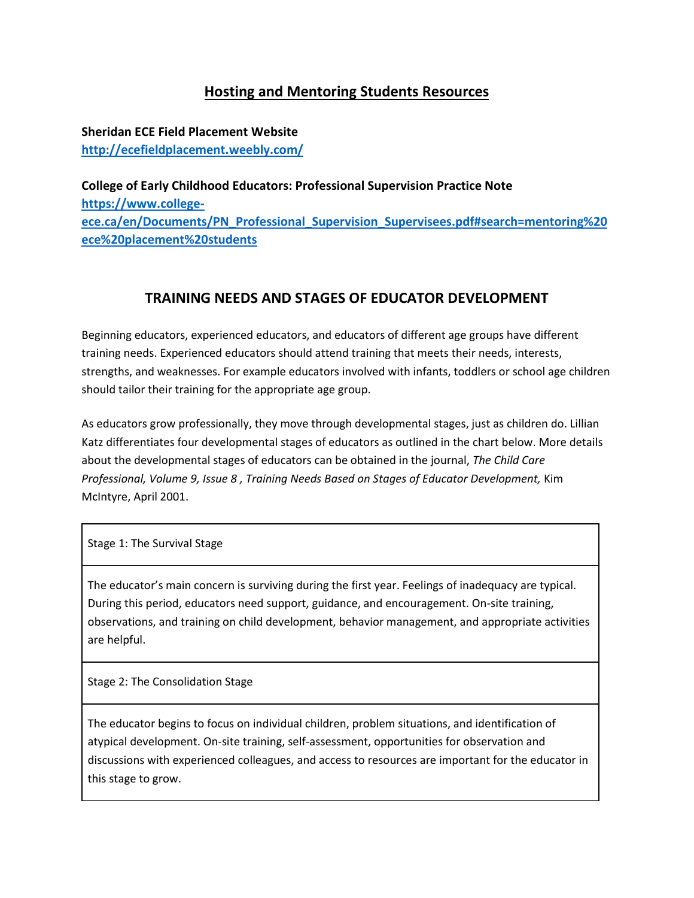# Hosting and Mentoring Students Resources

**Sheridan ECE Field Placement Website**
**http://ecefieldplacement.weebly.com/**

**College of Early Childhood Educators: Professional Supervision Practice Note**
**https://www.college-ece.ca/en/Documents/PN_Professional_Supervision_Supervisees.pdf#search=mentoring%20ece%20placement%20students**

## TRAINING NEEDS AND STAGES OF EDUCATOR DEVELOPMENT

Beginning educators, experienced educators, and educators of different age groups have different training needs. Experienced educators should attend training that meets their needs, interests, strengths, and weaknesses. For example educators involved with infants, toddlers or school age children should tailor their training for the appropriate age group.

As educators grow professionally, they move through developmental stages, just as children do. Lillian Katz differentiates four developmental stages of educators as outlined in the chart below. More details about the developmental stages of educators can be obtained in the journal, *The Child Care Professional, Volume 9, Issue 8 , Training Needs Based on Stages of Educator Development,* Kim McIntyre, April 2001.

| Stage 1: The Survival Stage |
|---|
| The educator's main concern is surviving during the first year. Feelings of inadequacy are typical. During this period, educators need support, guidance, and encouragement. On-site training, observations, and training on child development, behavior management, and appropriate activities are helpful. |
| Stage 2: The Consolidation Stage |
| The educator begins to focus on individual children, problem situations, and identification of atypical development. On-site training, self-assessment, opportunities for observation and discussions with experienced colleagues, and access to resources are important for the educator in this stage to grow. |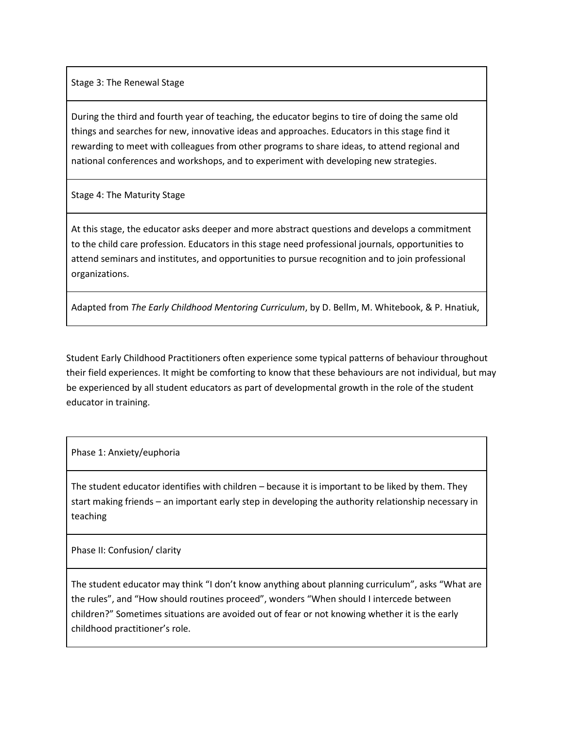| Stage 3: The Renewal Stage |
| --- |
| During the third and fourth year of teaching, the educator begins to tire of doing the same old things and searches for new, innovative ideas and approaches. Educators in this stage find it rewarding to meet with colleagues from other programs to share ideas, to attend regional and national conferences and workshops, and to experiment with developing new strategies. |
| Stage 4: The Maturity Stage |
| At this stage, the educator asks deeper and more abstract questions and develops a commitment to the child care profession. Educators in this stage need professional journals, opportunities to attend seminars and institutes, and opportunities to pursue recognition and to join professional organizations. |
| Adapted from *The Early Childhood Mentoring Curriculum*, by D. Bellm, M. Whitebook, & P. Hnatiuk, |

Student Early Childhood Practitioners often experience some typical patterns of behaviour throughout their field experiences. It might be comforting to know that these behaviours are not individual, but may be experienced by all student educators as part of developmental growth in the role of the student educator in training.

| Phase 1: Anxiety/euphoria |
| --- |
| The student educator identifies with children – because it is important to be liked by them. They start making friends – an important early step in developing the authority relationship necessary in teaching |
| Phase II: Confusion/ clarity |
| The student educator may think "I don't know anything about planning curriculum", asks "What are the rules", and "How should routines proceed", wonders "When should I intercede between children?" Sometimes situations are avoided out of fear or not knowing whether it is the early childhood practitioner's role. |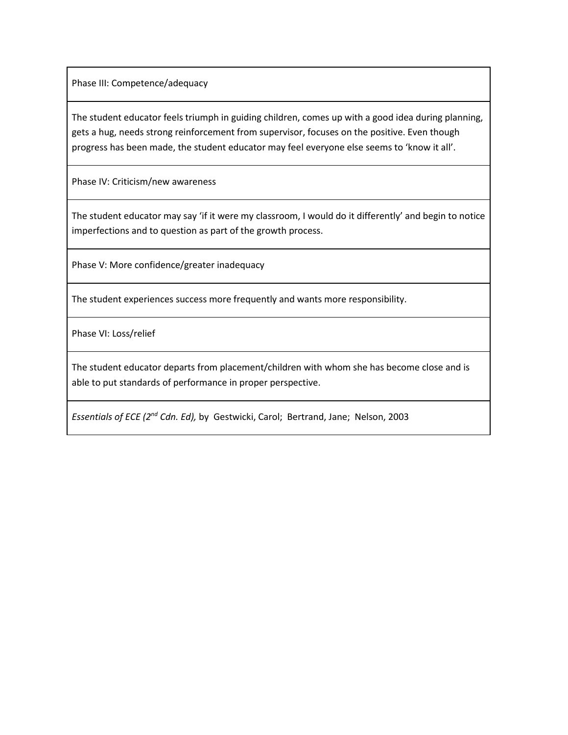| |
|---|
| Phase III: Competence/adequacy |
| The student educator feels triumph in guiding children, comes up with a good idea during planning, gets a hug, needs strong reinforcement from supervisor, focuses on the positive. Even though progress has been made, the student educator may feel everyone else seems to 'know it all'. |
| Phase IV: Criticism/new awareness |
| The student educator may say 'if it were my classroom, I would do it differently' and begin to notice imperfections and to question as part of the growth process. |
| Phase V: More confidence/greater inadequacy |
| The student experiences success more frequently and wants more responsibility. |
| Phase VI: Loss/relief |
| The student educator departs from placement/children with whom she has become close and is able to put standards of performance in proper perspective. |
| *Essentials of ECE (2nd Cdn. Ed),* by Gestwicki, Carol; Bertrand, Jane; Nelson, 2003 |